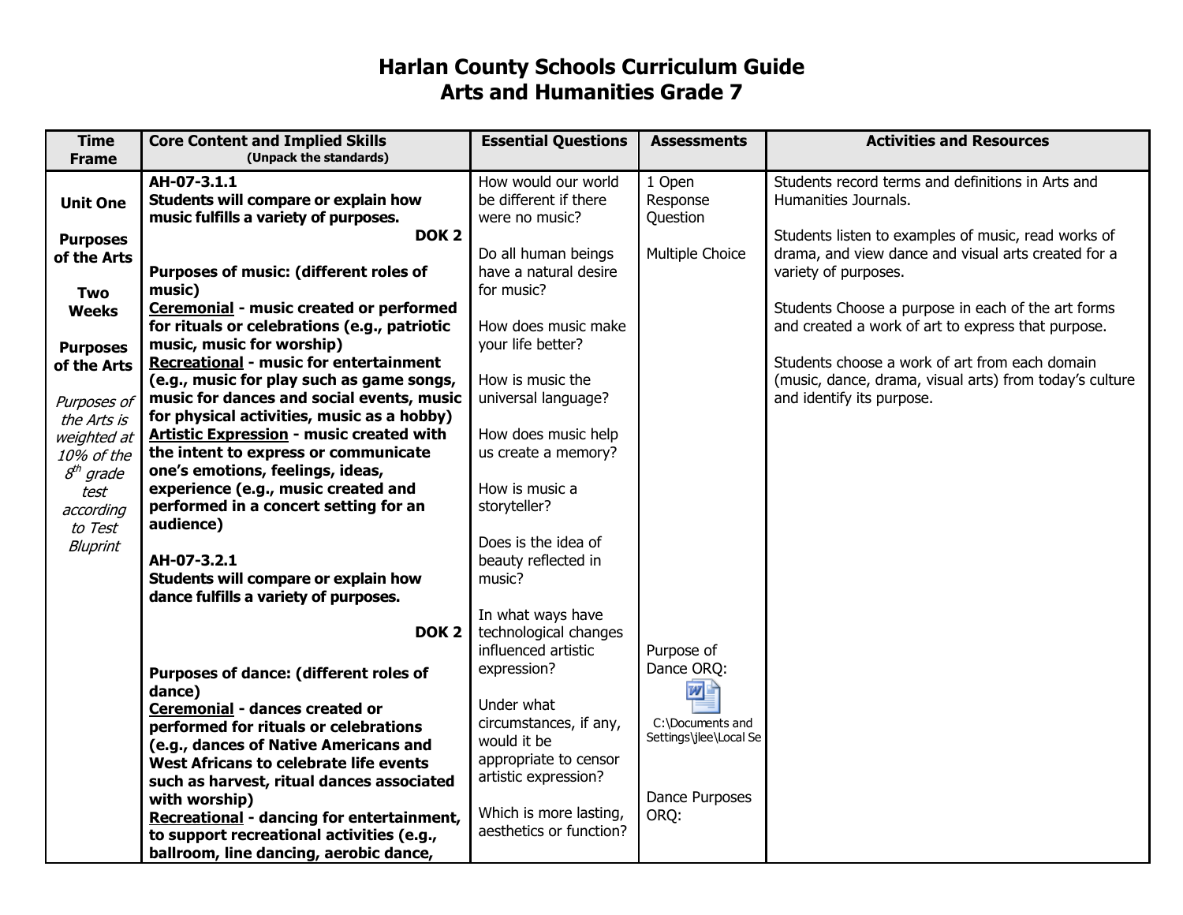# Harlan County Schools Curriculum Guide
# Arts and Humanities Grade 7

| Time Frame | Core Content and Implied Skills (Unpack the standards) | Essential Questions | Assessments | Activities and Resources |
|---|---|---|---|---|
| **Unit One**<br><br>**Purposes of the Arts**<br><br>**Two Weeks**<br><br>**Purposes of the Arts**<br><br>*Purposes of the Arts is weighted at 10% of the 8th grade test according to Test Bluprint* | **AH-07-3.1.1**<br>**Students will compare or explain how music fulfills a variety of purposes.**<br>**DOK 2**<br><br>**Purposes of music: (different roles of music)**<br>**Ceremonial - music created or performed for rituals or celebrations (e.g., patriotic music, music for worship)**<br>**Recreational - music for entertainment (e.g., music for play such as game songs, music for dances and social events, music for physical activities, music as a hobby)**<br>**Artistic Expression - music created with the intent to express or communicate one's emotions, feelings, ideas, experience (e.g., music created and performed in a concert setting for an audience)**<br><br>**AH-07-3.2.1**<br>**Students will compare or explain how dance fulfills a variety of purposes.**<br>**DOK 2**<br><br>**Purposes of dance: (different roles of dance)**<br>**Ceremonial - dances created or performed for rituals or celebrations (e.g., dances of Native Americans and West Africans to celebrate life events such as harvest, ritual dances associated with worship)**<br>**Recreational - dancing for entertainment, to support recreational activities (e.g., ballroom, line dancing, aerobic dance,** | How would our world be different if there were no music?<br><br>Do all human beings have a natural desire for music?<br><br>How does music make your life better?<br><br>How is music the universal language?<br><br>How does music help us create a memory?<br><br>How is music a storyteller?<br><br>Does is the idea of beauty reflected in music?<br><br>In what ways have technological changes influenced artistic expression?<br><br>Under what circumstances, if any, would it be appropriate to censor artistic expression?<br><br>Which is more lasting, aesthetics or function? | 1 Open Response Question<br><br>Multiple Choice<br><br>Purpose of Dance ORQ:<br>C:\Documents and Settings\jlee\Local Se<br><br>Dance Purposes ORQ: | Students record terms and definitions in Arts and Humanities Journals.<br><br>Students listen to examples of music, read works of drama, and view dance and visual arts created for a variety of purposes.<br><br>Students Choose a purpose in each of the art forms and created a work of art to express that purpose.<br><br>Students choose a work of art from each domain (music, dance, drama, visual arts) from today's culture and identify its purpose. |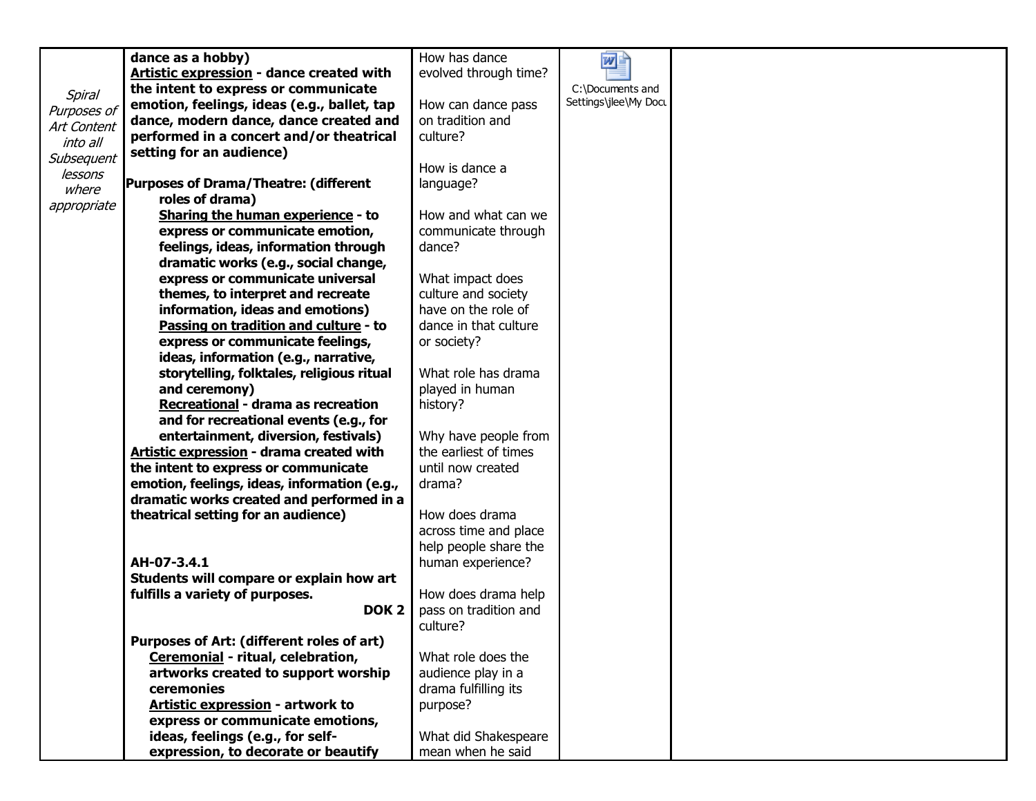| | | | | |
|---|---|---|---|---|
| *Spiral Purposes of Art Content into all Subsequent lessons where appropriate* | **dance as a hobby)**<br>**<u>Artistic expression</u> - dance created with the intent to express or communicate emotion, feelings, ideas (e.g., ballet, tap dance, modern dance, dance created and performed in a concert and/or theatrical setting for an audience)**<br><br>**Purposes of Drama/Theatre: (different roles of drama)**<br>**<u>Sharing the human experience</u> - to express or communicate emotion, feelings, ideas, information through dramatic works (e.g., social change, express or communicate universal themes, to interpret and recreate information, ideas and emotions)**<br>**<u>Passing on tradition and culture</u> - to express or communicate feelings, ideas, information (e.g., narrative, storytelling, folktales, religious ritual and ceremony)**<br>**<u>Recreational</u> - drama as recreation and for recreational events (e.g., for entertainment, diversion, festivals)**<br>**<u>Artistic expression</u> - drama created with the intent to express or communicate emotion, feelings, ideas, information (e.g., dramatic works created and performed in a theatrical setting for an audience)**<br><br>**AH-07-3.4.1**<br>**Students will compare or explain how art fulfills a variety of purposes.**<br>**DOK 2**<br><br>**Purposes of Art: (different roles of art)**<br>**<u>Ceremonial</u> - ritual, celebration, artworks created to support worship ceremonies**<br>**<u>Artistic expression</u> - artwork to express or communicate emotions, ideas, feelings (e.g., for self-expression, to decorate or beautify** | How has dance evolved through time?<br><br>How can dance pass on tradition and culture?<br><br>How is dance a language?<br><br>How and what can we communicate through dance?<br><br>What impact does culture and society have on the role of dance in that culture or society?<br><br>What role has drama played in human history?<br><br>Why have people from the earliest of times until now created drama?<br><br>How does drama across time and place help people share the human experience?<br><br>How does drama help pass on tradition and culture?<br><br>What role does the audience play in a drama fulfilling its purpose?<br><br>What did Shakespeare mean when he said | C:\Documents and Settings\jlee\My Docu | |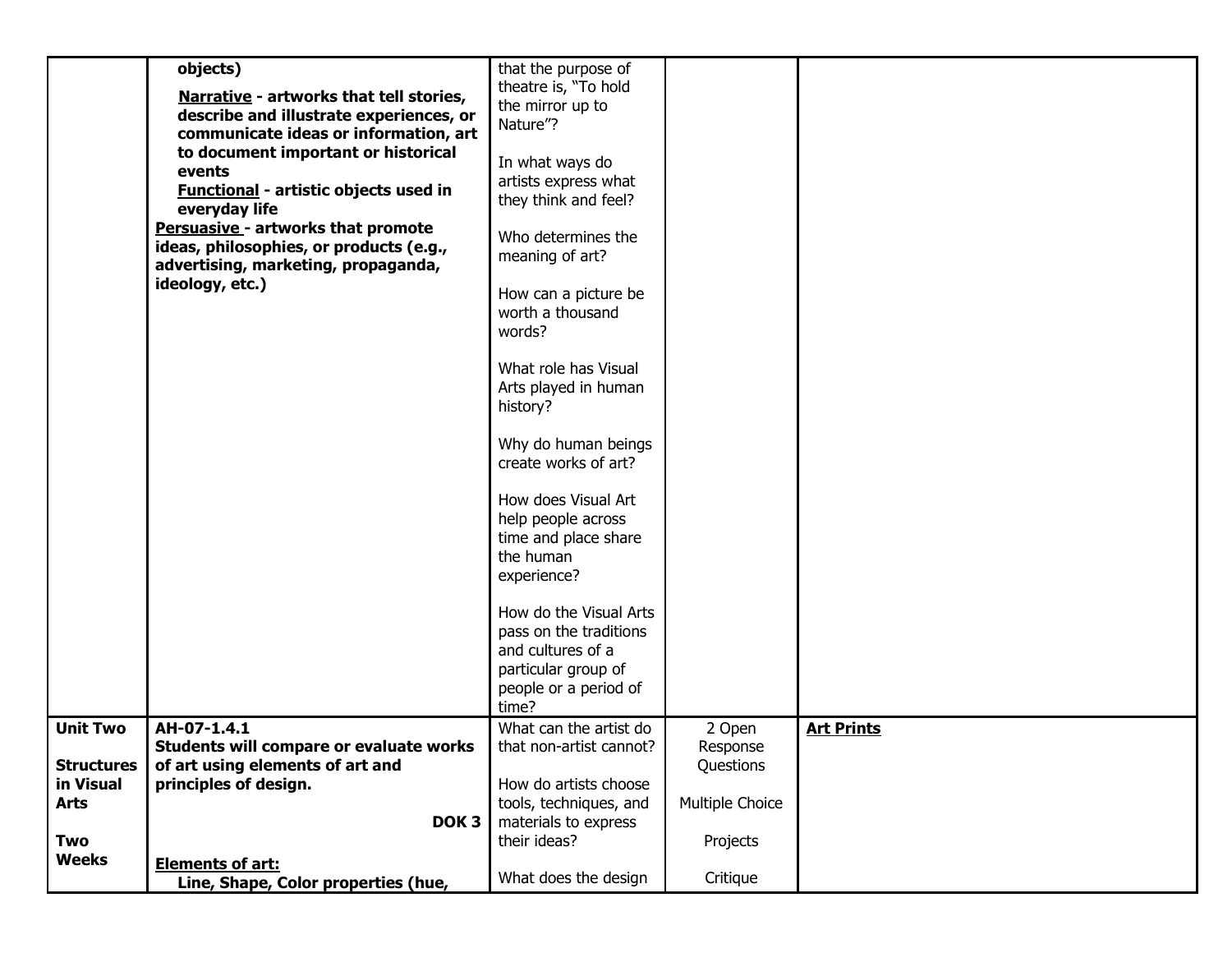| | | | | |
|---|---|---|---|---|
| | **objects)**<br>**Narrative - artworks that tell stories, describe and illustrate experiences, or communicate ideas or information, art to document important or historical events**<br>**Functional - artistic objects used in everyday life**<br>**Persuasive - artworks that promote ideas, philosophies, or products (e.g., advertising, marketing, propaganda, ideology, etc.)** | that the purpose of theatre is, "To hold the mirror up to Nature"?<br><br>In what ways do artists express what they think and feel?<br><br>Who determines the meaning of art?<br><br>How can a picture be worth a thousand words?<br><br>What role has Visual Arts played in human history?<br><br>Why do human beings create works of art?<br><br>How does Visual Art help people across time and place share the human experience?<br><br>How do the Visual Arts pass on the traditions and cultures of a particular group of people or a period of time? | | |
| **Unit Two**<br><br>**Structures in Visual Arts**<br><br>**Two Weeks** | **AH-07-1.4.1**<br>**Students will compare or evaluate works of art using elements of art and principles of design.**<br>**DOK 3**<br><br>**Elements of art:**<br>**Line, Shape, Color properties (hue,** | What can the artist do that non-artist cannot?<br><br>How do artists choose tools, techniques, and materials to express their ideas?<br><br>What does the design | 2 Open Response Questions<br><br>Multiple Choice<br><br>Projects<br><br>Critique | **Art Prints** |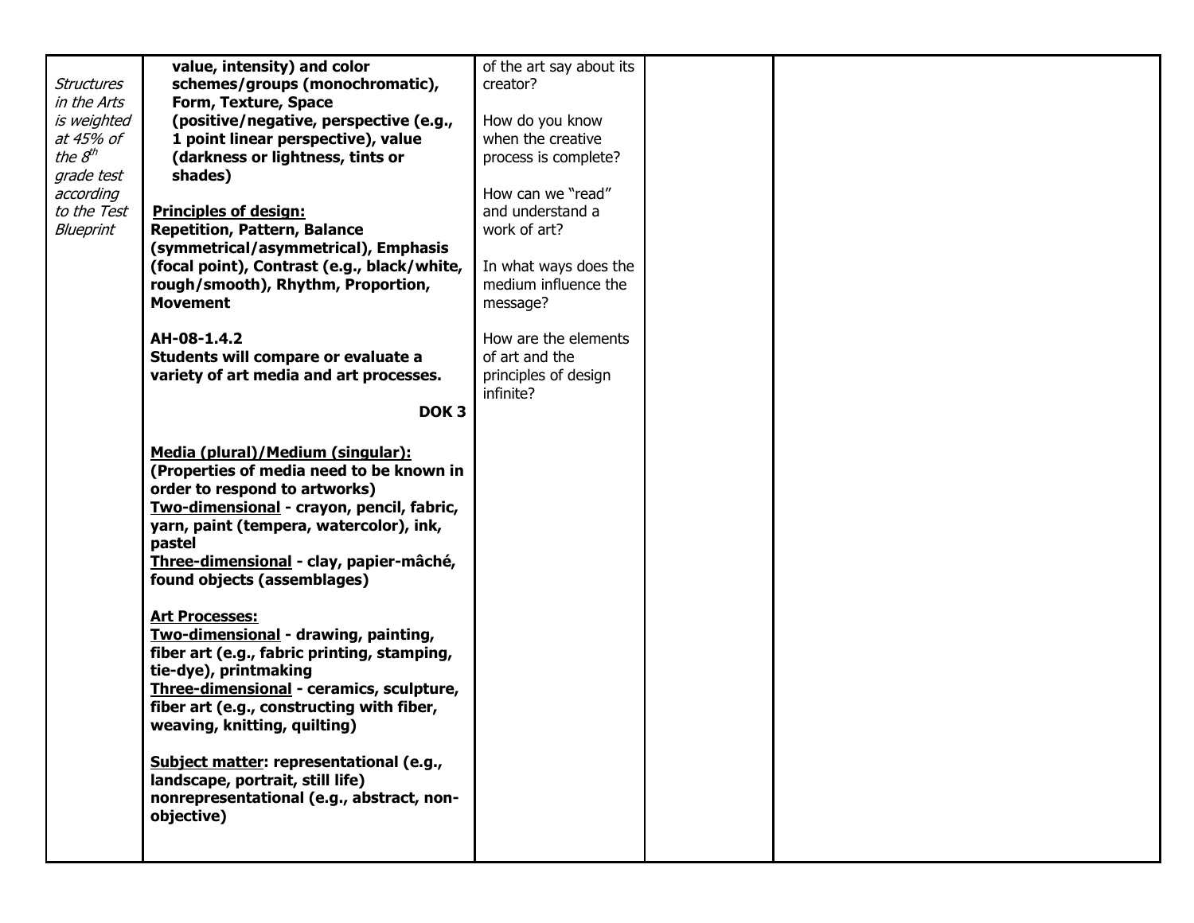| | | | | |
|---|---|---|---|---|
| *Structures in the Arts is weighted at 45% of the 8th grade test according to the Test Blueprint* | **value, intensity) and color schemes/groups (monochromatic), Form, Texture, Space (positive/negative, perspective (e.g., 1 point linear perspective), value (darkness or lightness, tints or shades)**<br><br>**Principles of design:**<br>**Repetition, Pattern, Balance (symmetrical/asymmetrical), Emphasis (focal point), Contrast (e.g., black/white, rough/smooth), Rhythm, Proportion, Movement**<br><br>**AH-08-1.4.2**<br>**Students will compare or evaluate a variety of art media and art processes.**<br>**DOK 3**<br><br>**Media (plural)/Medium (singular):**<br>**(Properties of media need to be known in order to respond to artworks)**<br>**Two-dimensional - crayon, pencil, fabric, yarn, paint (tempera, watercolor), ink, pastel**<br>**Three-dimensional - clay, papier-mâché, found objects (assemblages)**<br><br>**Art Processes:**<br>**Two-dimensional - drawing, painting, fiber art (e.g., fabric printing, stamping, tie-dye), printmaking**<br>**Three-dimensional - ceramics, sculpture, fiber art (e.g., constructing with fiber, weaving, knitting, quilting)**<br><br>**Subject matter: representational (e.g., landscape, portrait, still life) nonrepresentational (e.g., abstract, non-objective)** | of the art say about its creator?<br><br>How do you know when the creative process is complete?<br><br>How can we "read" and understand a work of art?<br><br>In what ways does the medium influence the message?<br><br>How are the elements of art and the principles of design infinite? | | |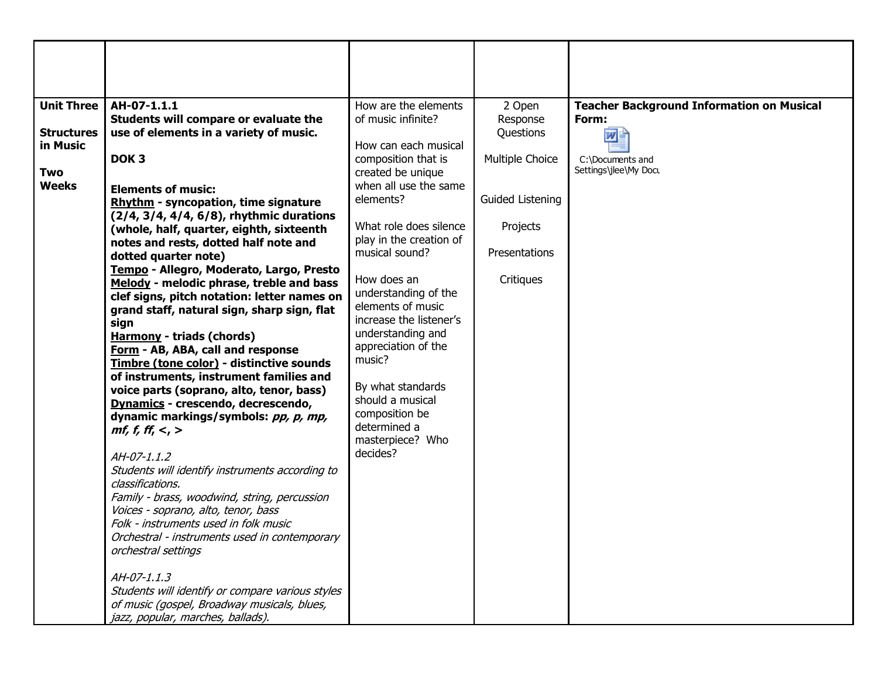| | | | | |
|---|---|---|---|---|
| **Unit Three**<br><br>**Structures in Music**<br><br>**Two Weeks** | **AH-07-1.1.1**<br>**Students will compare or evaluate the use of elements in a variety of music.**<br><br>**DOK 3**<br><br>**Elements of music:**<br>**Rhythm - syncopation, time signature (2/4, 3/4, 4/4, 6/8), rhythmic durations (whole, half, quarter, eighth, sixteenth notes and rests, dotted half note and dotted quarter note)**<br>**Tempo - Allegro, Moderato, Largo, Presto**<br>**Melody - melodic phrase, treble and bass clef signs, pitch notation: letter names on grand staff, natural sign, sharp sign, flat sign**<br>**Harmony - triads (chords)**<br>**Form - AB, ABA, call and response**<br>**Timbre (tone color) - distinctive sounds of instruments, instrument families and voice parts (soprano, alto, tenor, bass)**<br>**Dynamics - crescendo, decrescendo, dynamic markings/symbols: *pp, p, mp, mf, f, ff*, <, >**<br><br>*AH-07-1.1.2*<br>*Students will identify instruments according to classifications.*<br>*Family - brass, woodwind, string, percussion*<br>*Voices - soprano, alto, tenor, bass*<br>*Folk - instruments used in folk music*<br>*Orchestral - instruments used in contemporary orchestral settings*<br><br>*AH-07-1.1.3*<br>*Students will identify or compare various styles of music (gospel, Broadway musicals, blues, jazz, popular, marches, ballads).* | How are the elements of music infinite?<br><br>How can each musical composition that is created be unique when all use the same elements?<br><br>What role does silence play in the creation of musical sound?<br><br>How does an understanding of the elements of music increase the listener's understanding and appreciation of the music?<br><br>By what standards should a musical composition be determined a masterpiece? Who decides? | 2 Open Response Questions<br><br>Multiple Choice<br><br>Guided Listening<br><br>Projects<br><br>Presentations<br><br>Critiques | **Teacher Background Information on Musical Form:**<br><br>C:\Documents and Settings\jlee\My Docu |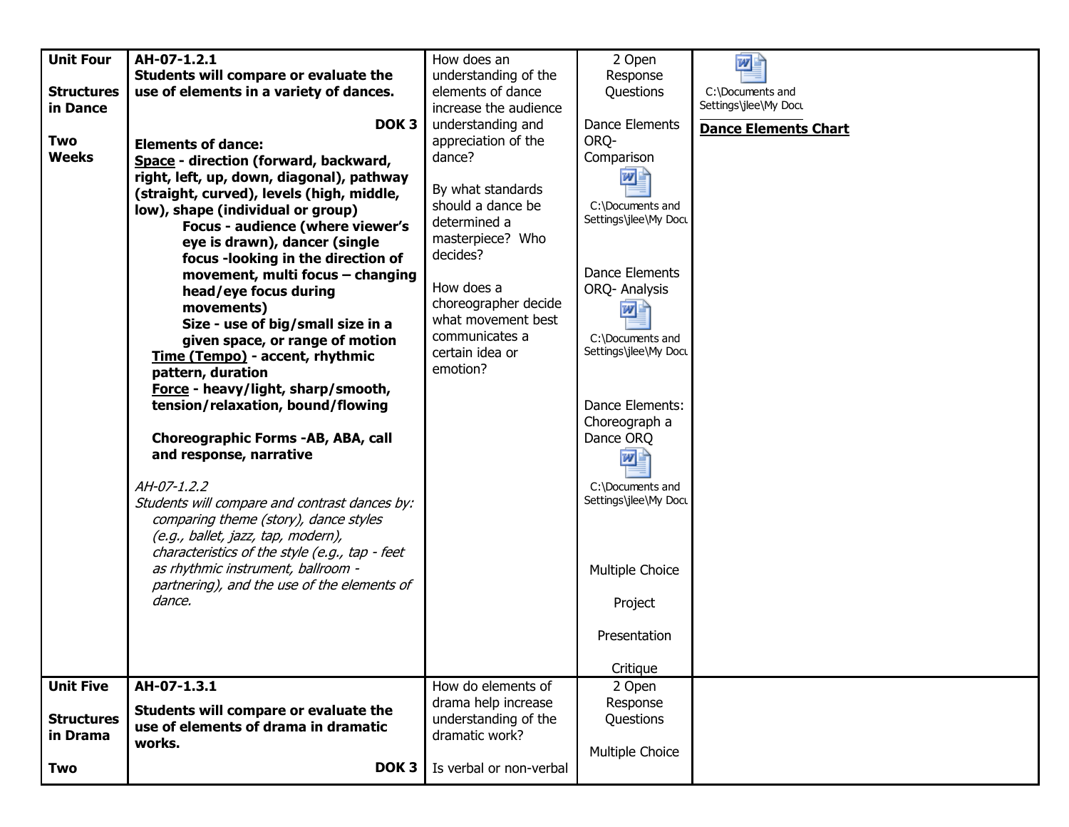| Unit Four<br><br>Structures in Dance<br><br>Two Weeks | **AH-07-1.2.1**<br>**Students will compare or evaluate the use of elements in a variety of dances.**<br>**DOK 3**<br><br>**Elements of dance:**<br>**<u>Space</u> - direction (forward, backward, right, left, up, down, diagonal), pathway (straight, curved), levels (high, middle, low), shape (individual or group)**<br>**Focus - audience (where viewer's eye is drawn), dancer (single focus -looking in the direction of movement, multi focus – changing head/eye focus during movements)**<br>**Size - use of big/small size in a given space, or range of motion**<br>**<u>Time (Tempo)</u> - accent, rhythmic pattern, duration**<br>**<u>Force</u> - heavy/light, sharp/smooth, tension/relaxation, bound/flowing**<br><br>**Choreographic Forms -AB, ABA, call and response, narrative**<br><br>*AH-07-1.2.2*<br>*Students will compare and contrast dances by: comparing theme (story), dance styles (e.g., ballet, jazz, tap, modern), characteristics of the style (e.g., tap - feet as rhythmic instrument, ballroom - partnering), and the use of the elements of dance.* | How does an understanding of the elements of dance increase the audience understanding and appreciation of the dance?<br><br>By what standards should a dance be determined a masterpiece? Who decides?<br><br>How does a choreographer decide what movement best communicates a certain idea or emotion? | 2 Open Response Questions<br><br>Dance Elements ORQ- Comparison<br>C:\Documents and Settings\jlee\My Docu<br><br>Dance Elements ORQ- Analysis<br>C:\Documents and Settings\jlee\My Docu<br><br>Dance Elements: Choreograph a Dance ORQ<br>C:\Documents and Settings\jlee\My Docu<br><br>Multiple Choice<br><br>Project<br><br>Presentation<br><br>Critique | C:\Documents and Settings\jlee\My Docu<br><br>**<u>Dance Elements Chart</u>** |
|---|---|---|---|---|
| Unit Five<br><br>Structures in Drama<br><br>Two | **AH-07-1.3.1**<br><br>**Students will compare or evaluate the use of elements of drama in dramatic works.**<br>**DOK 3** | How do elements of drama help increase understanding of the dramatic work?<br><br>Is verbal or non-verbal | 2 Open Response Questions<br><br>Multiple Choice | |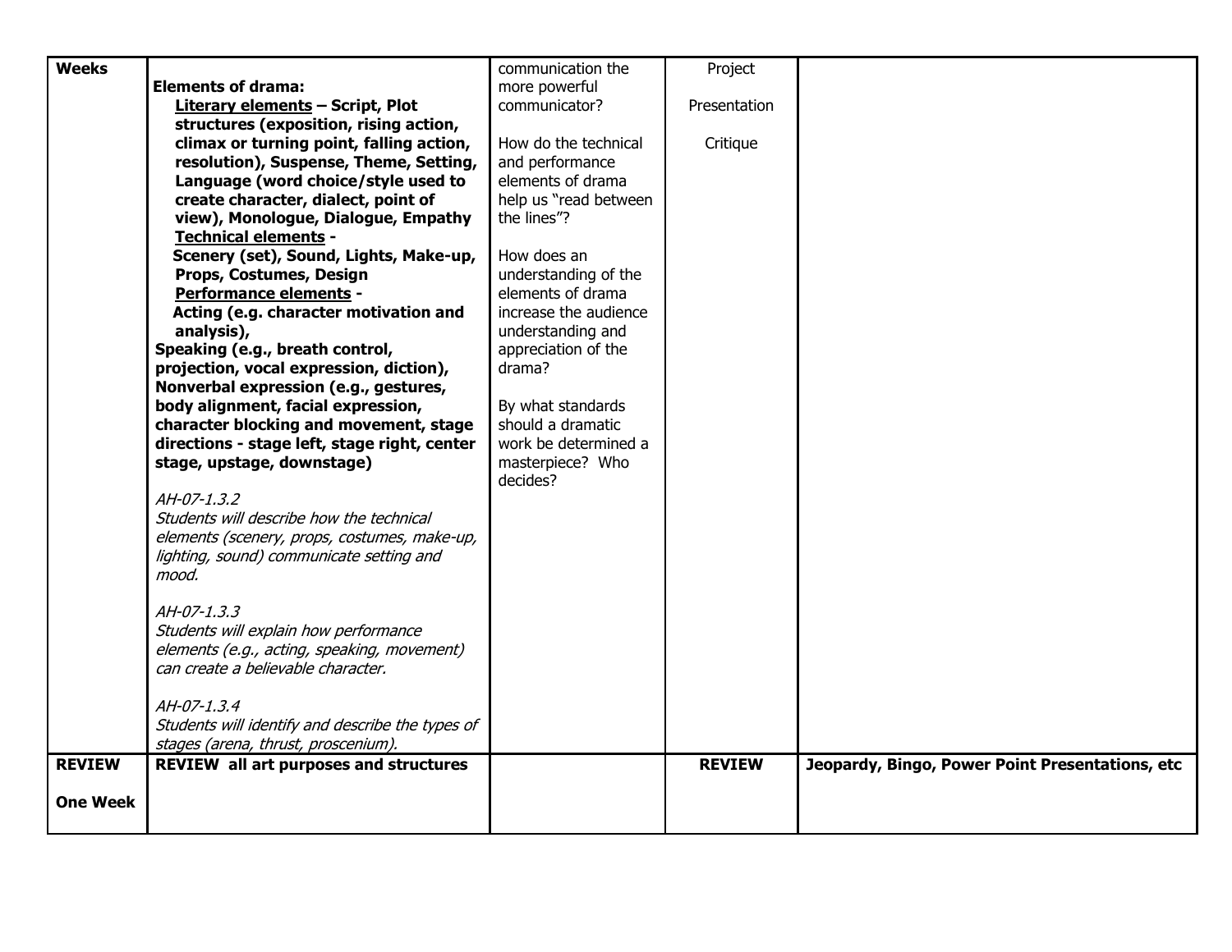| Weeks | **Elements of drama:**<br>**<u>Literary elements</u> – Script, Plot structures (exposition, rising action, climax or turning point, falling action, resolution), Suspense, Theme, Setting, Language (word choice/style used to create character, dialect, point of view), Monologue, Dialogue, Empathy**<br>**<u>Technical elements</u> -**<br>**Scenery (set), Sound, Lights, Make-up, Props, Costumes, Design**<br>**<u>Performance elements</u> -**<br>**Acting (e.g. character motivation and analysis),**<br>**Speaking (e.g., breath control, projection, vocal expression, diction), Nonverbal expression (e.g., gestures, body alignment, facial expression, character blocking and movement, stage directions - stage left, stage right, center stage, upstage, downstage)**<br><br>*AH-07-1.3.2*<br>*Students will describe how the technical elements (scenery, props, costumes, make-up, lighting, sound) communicate setting and mood.*<br><br>*AH-07-1.3.3*<br>*Students will explain how performance elements (e.g., acting, speaking, movement) can create a believable character.*<br><br>*AH-07-1.3.4*<br>*Students will identify and describe the types of stages (arena, thrust, proscenium).* | communication the more powerful communicator?<br><br>How do the technical and performance elements of drama help us "read between the lines"?<br><br>How does an understanding of the elements of drama increase the audience understanding and appreciation of the drama?<br><br>By what standards should a dramatic work be determined a masterpiece? Who decides? | Project<br><br>Presentation<br><br>Critique | |
|---|---|---|---|---|
| **REVIEW**<br><br>**One Week** | **REVIEW all art purposes and structures** | | **REVIEW** | **Jeopardy, Bingo, Power Point Presentations, etc** |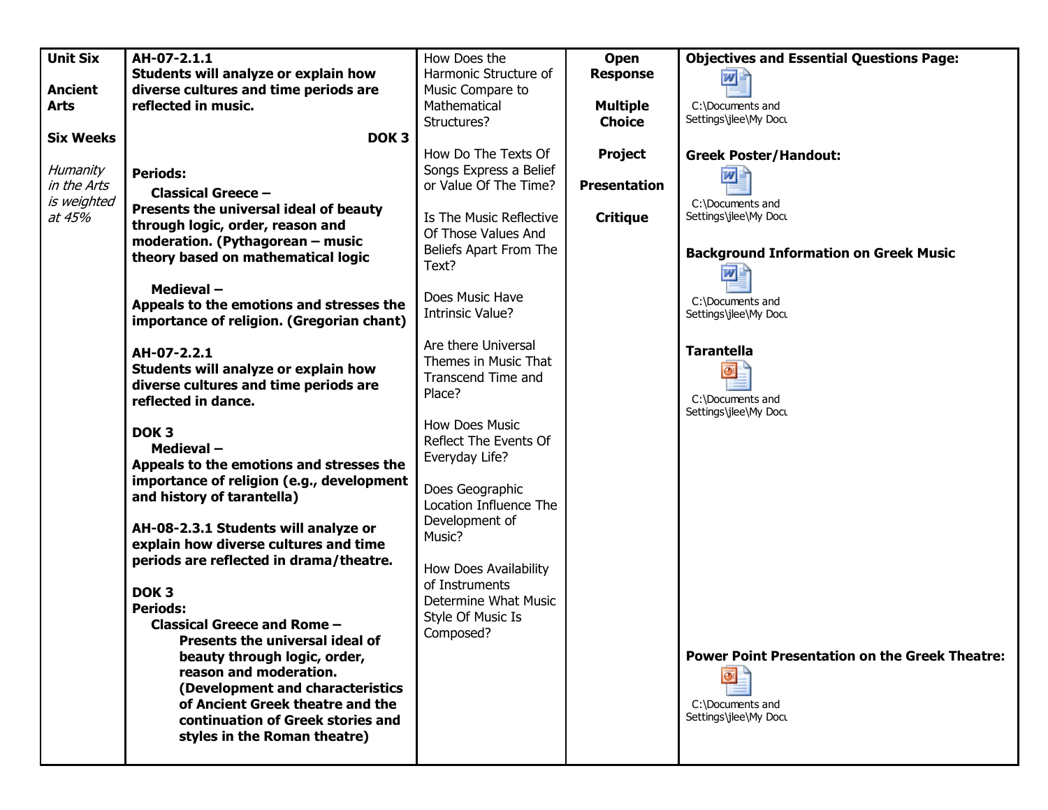| Unit Six<br><br>Ancient Arts<br><br>Six Weeks<br><br>*Humanity in the Arts is weighted at 45%* | **AH-07-2.1.1**<br>**Students will analyze or explain how diverse cultures and time periods are reflected in music.**<br>**DOK 3**<br><br>**Periods:**<br>**Classical Greece –**<br>**Presents the universal ideal of beauty through logic, order, reason and moderation. (Pythagorean – music theory based on mathematical logic**<br><br>**Medieval –**<br>**Appeals to the emotions and stresses the importance of religion. (Gregorian chant)**<br><br>**AH-07-2.2.1**<br>**Students will analyze or explain how diverse cultures and time periods are reflected in dance.**<br><br>**DOK 3**<br>**Medieval –**<br>**Appeals to the emotions and stresses the importance of religion (e.g., development and history of tarantella)**<br><br>**AH-08-2.3.1 Students will analyze or explain how diverse cultures and time periods are reflected in drama/theatre.**<br><br>**DOK 3**<br>**Periods:**<br>**Classical Greece and Rome –**<br>**Presents the universal ideal of beauty through logic, order, reason and moderation. (Development and characteristics of Ancient Greek theatre and the continuation of Greek stories and styles in the Roman theatre)** | How Does the Harmonic Structure of Music Compare to Mathematical Structures?<br><br>How Do The Texts Of Songs Express a Belief or Value Of The Time?<br><br>Is The Music Reflective Of Those Values And Beliefs Apart From The Text?<br><br>Does Music Have Intrinsic Value?<br><br>Are there Universal Themes in Music That Transcend Time and Place?<br><br>How Does Music Reflect The Events Of Everyday Life?<br><br>Does Geographic Location Influence The Development of Music?<br><br>How Does Availability of Instruments Determine What Music Style Of Music Is Composed? | **Open Response**<br><br>**Multiple Choice**<br><br>**Project**<br><br>**Presentation**<br><br>**Critique** | **Objectives and Essential Questions Page:**<br>C:\Documents and Settings\jlee\My Docu<br><br>**Greek Poster/Handout:**<br>C:\Documents and Settings\jlee\My Docu<br><br>**Background Information on Greek Music**<br>C:\Documents and Settings\jlee\My Docu<br><br>**Tarantella**<br>C:\Documents and Settings\jlee\My Docu<br><br>**Power Point Presentation on the Greek Theatre:**<br>C:\Documents and Settings\jlee\My Docu |
|---|---|---|---|---|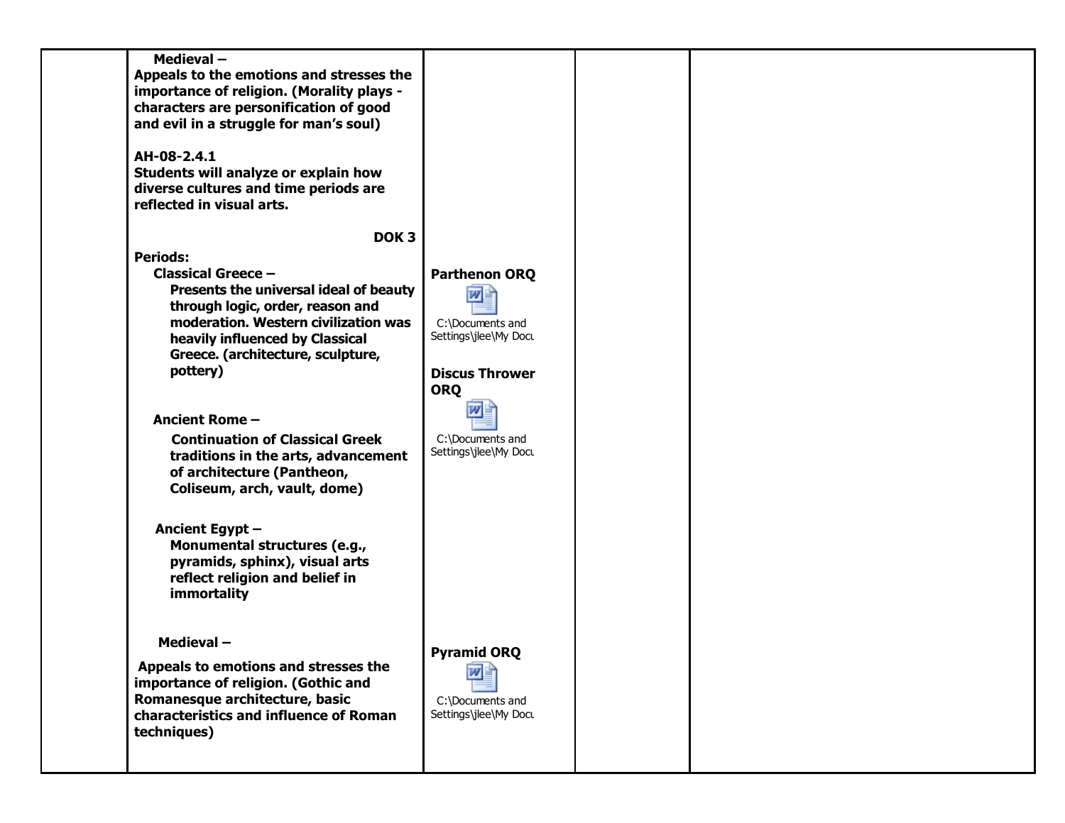| | | | | |
|---|---|---|---|---|
| | **Medieval –**<br>**Appeals to the emotions and stresses the importance of religion. (Morality plays - characters are personification of good and evil in a struggle for man's soul)**<br><br>**AH-08-2.4.1**<br>**Students will analyze or explain how diverse cultures and time periods are reflected in visual arts.**<br><br>**DOK 3**<br>**Periods:**<br>**Classical Greece –**<br>**Presents the universal ideal of beauty through logic, order, reason and moderation. Western civilization was heavily influenced by Classical Greece. (architecture, sculpture, pottery)**<br><br>**Ancient Rome –**<br>**Continuation of Classical Greek traditions in the arts, advancement of architecture (Pantheon, Coliseum, arch, vault, dome)**<br><br>**Ancient Egypt –**<br>**Monumental structures (e.g., pyramids, sphinx), visual arts reflect religion and belief in immortality**<br><br>**Medieval –**<br>**Appeals to emotions and stresses the importance of religion. (Gothic and Romanesque architecture, basic characteristics and influence of Roman techniques)** | **Parthenon ORQ**<br>C:\Documents and Settings\jlee\My Docu<br><br>**Discus Thrower ORQ**<br>C:\Documents and Settings\jlee\My Docu<br><br>**Pyramid ORQ**<br>C:\Documents and Settings\jlee\My Docu | | |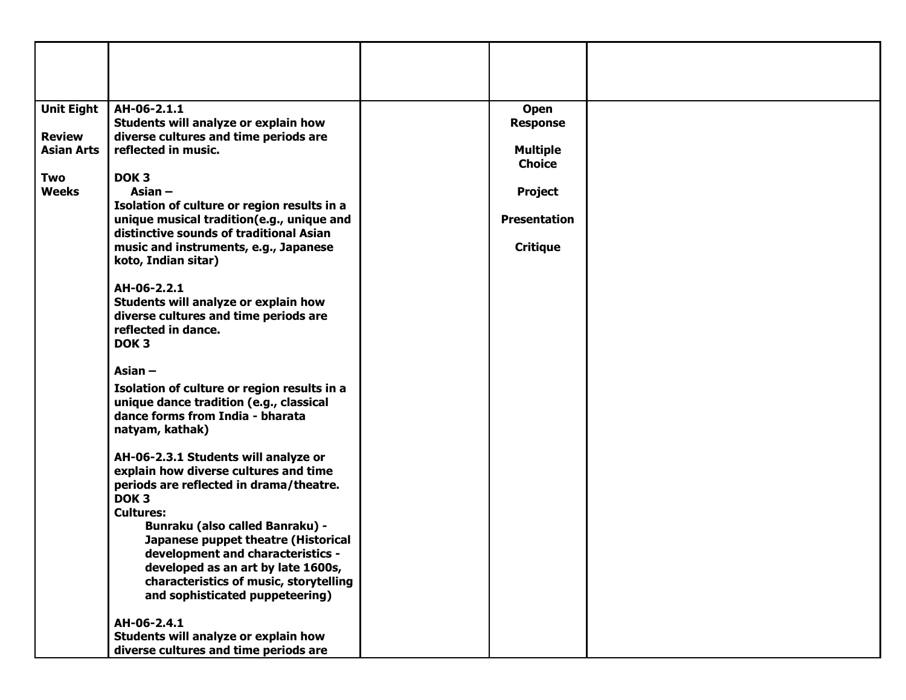| | | | | |
|---|---|---|---|---|
| **Unit Eight**<br><br>**Review Asian Arts**<br><br>**Two Weeks** | **AH-06-2.1.1**<br>**Students will analyze or explain how diverse cultures and time periods are reflected in music.**<br><br>**DOK 3**<br>**Asian –**<br>**Isolation of culture or region results in a unique musical tradition(e.g., unique and distinctive sounds of traditional Asian music and instruments, e.g., Japanese koto, Indian sitar)**<br><br>**AH-06-2.2.1**<br>**Students will analyze or explain how diverse cultures and time periods are reflected in dance.**<br>**DOK 3**<br><br>**Asian –**<br>**Isolation of culture or region results in a unique dance tradition (e.g., classical dance forms from India - bharata natyam, kathak)**<br><br>**AH-06-2.3.1 Students will analyze or explain how diverse cultures and time periods are reflected in drama/theatre.**<br>**DOK 3**<br>**Cultures:**<br>**Bunraku (also called Banraku) - Japanese puppet theatre (Historical development and characteristics - developed as an art by late 1600s, characteristics of music, storytelling and sophisticated puppeteering)**<br><br>**AH-06-2.4.1**<br>**Students will analyze or explain how diverse cultures and time periods are** | | **Open Response**<br><br>**Multiple Choice**<br><br>**Project**<br><br>**Presentation**<br><br>**Critique** | |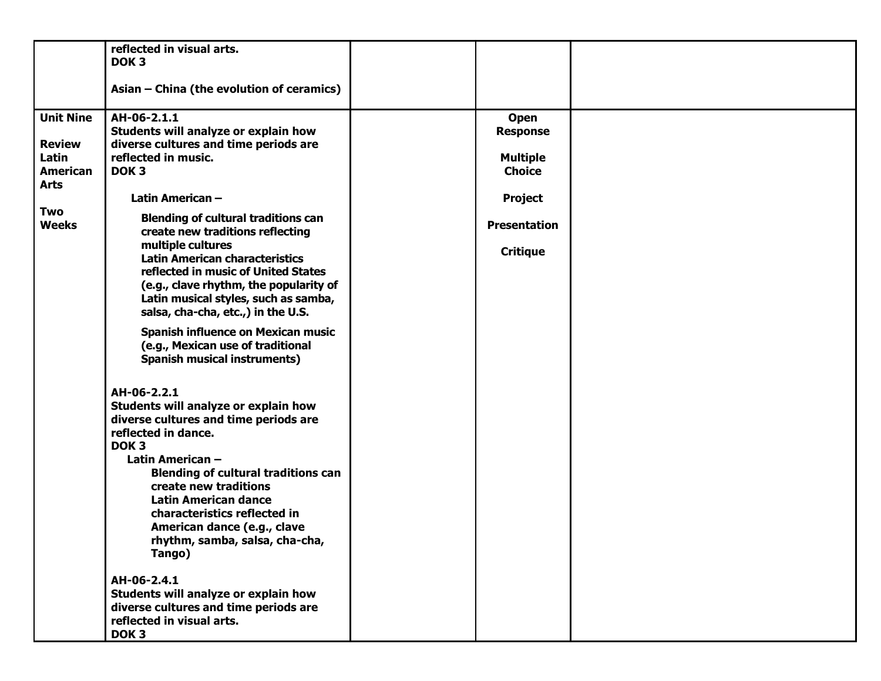| | | | | |
|---|---|---|---|---|
| | **reflected in visual arts.**<br>**DOK 3**<br><br>**Asian – China (the evolution of ceramics)** | | | |
| **Unit Nine**<br><br>**Review Latin American Arts**<br><br>**Two Weeks** | **AH-06-2.1.1**<br>**Students will analyze or explain how diverse cultures and time periods are reflected in music.**<br>**DOK 3**<br><br>**Latin American –**<br><br>**Blending of cultural traditions can create new traditions reflecting multiple cultures**<br>**Latin American characteristics reflected in music of United States (e.g., clave rhythm, the popularity of Latin musical styles, such as samba, salsa, cha-cha, etc.,) in the U.S.**<br><br>**Spanish influence on Mexican music (e.g., Mexican use of traditional Spanish musical instruments)**<br><br>**AH-06-2.2.1**<br>**Students will analyze or explain how diverse cultures and time periods are reflected in dance.**<br>**DOK 3**<br>**Latin American –**<br>**Blending of cultural traditions can create new traditions**<br>**Latin American dance characteristics reflected in American dance (e.g., clave rhythm, samba, salsa, cha-cha, Tango)**<br><br>**AH-06-2.4.1**<br>**Students will analyze or explain how diverse cultures and time periods are reflected in visual arts.**<br>**DOK 3** | | **Open Response**<br><br>**Multiple Choice**<br><br>**Project**<br><br>**Presentation**<br><br>**Critique** | |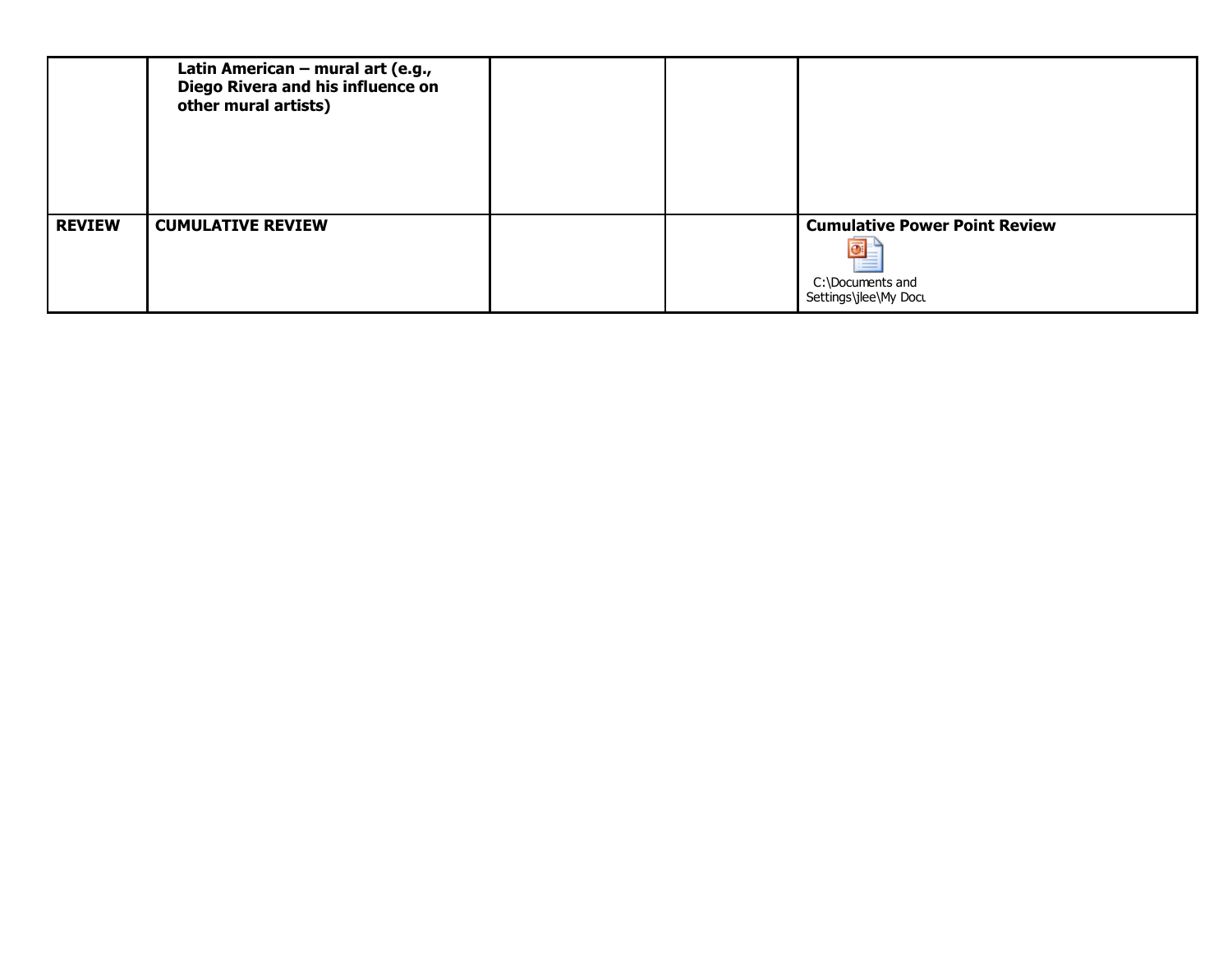| | | | | |
|---|---|---|---|---|
| | **Latin American – mural art (e.g., Diego Rivera and his influence on other mural artists)** | | | |
| **REVIEW** | **CUMULATIVE REVIEW** | | | **Cumulative Power Point Review** C:\Documents and Settings\jlee\My Docu |